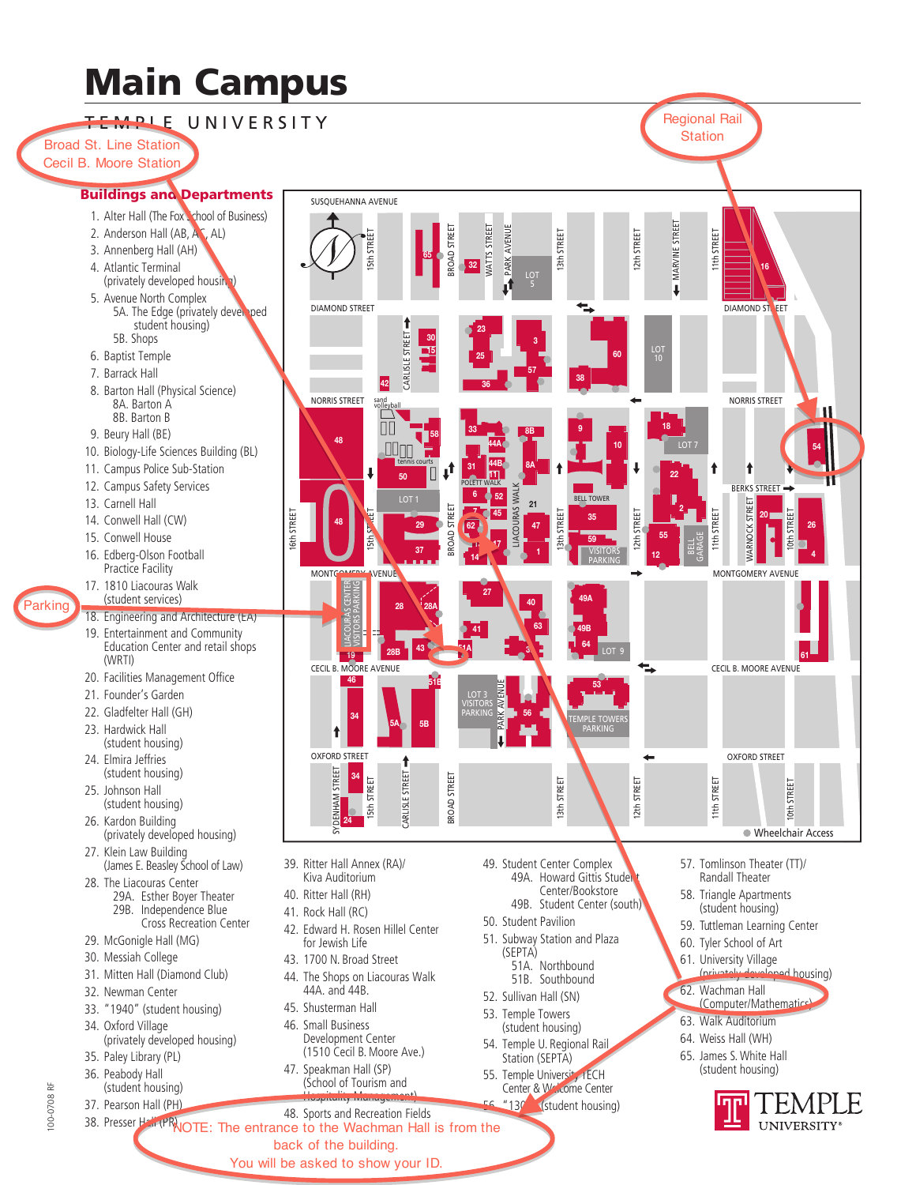# Main Campus

TEMPLE UNIVERSITY

Broad St. Line Station
Cecil B. Moore Station

Regional Rail Station

Parking

## Buildings and Departments

1. Alter Hall (The Fox School of Business)
2. Anderson Hall (AB, AC, AL)
3. Annenberg Hall (AH)
4. Atlantic Terminal (privately developed housing)
5. Avenue North Complex
   - 5A. The Edge (privately developed student housing)
   - 5B. Shops
6. Baptist Temple
7. Barrack Hall
8. Barton Hall (Physical Science)
   - 8A. Barton A
   - 8B. Barton B
9. Beury Hall (BE)
10. Biology-Life Sciences Building (BL)
11. Campus Police Sub-Station
12. Campus Safety Services
13. Carnell Hall
14. Conwell Hall (CW)
15. Conwell House
16. Edberg-Olson Football Practice Facility
17. 1810 Liacouras Walk (student services)
18. Engineering and Architecture (EA)
19. Entertainment and Community Education Center and retail shops (WRTI)
20. Facilities Management Office
21. Founder's Garden
22. Gladfelter Hall (GH)
23. Hardwick Hall (student housing)
24. Elmira Jeffries (student housing)
25. Johnson Hall (student housing)
26. Kardon Building (privately developed housing)
27. Klein Law Building (James E. Beasley School of Law)
28. The Liacouras Center
   - 29A. Esther Boyer Theater
   - 29B. Independence Blue Cross Recreation Center
29. McGonigle Hall (MG)
30. Messiah College
31. Mitten Hall (Diamond Club)
32. Newman Center
33. "1940" (student housing)
34. Oxford Village (privately developed housing)
35. Paley Library (PL)
36. Peabody Hall (student housing)
37. Pearson Hall (PH)
38. Presser Hall (PR)
39. Ritter Hall Annex (RA)/ Kiva Auditorium
40. Ritter Hall (RH)
41. Rock Hall (RC)
42. Edward H. Rosen Hillel Center for Jewish Life
43. 1700 N. Broad Street
44. The Shops on Liacouras Walk
   - 44A. and 44B.
45. Shusterman Hall
46. Small Business Development Center (1510 Cecil B. Moore Ave.)
47. Speakman Hall (SP) (School of Tourism and Hospitality Management)
48. Sports and Recreation Fields
49. Student Center Complex
   - 49A. Howard Gittis Student Center/Bookstore
   - 49B. Student Center (south)
50. Student Pavilion
51. Subway Station and Plaza (SEPTA)
   - 51A. Northbound
   - 51B. Southbound
52. Sullivan Hall (SN)
53. Temple Towers (student housing)
54. Temple U. Regional Rail Station (SEPTA)
55. Temple University TECH Center & Welcome Center
56. "1300" (student housing)
57. Tomlinson Theater (TT)/ Randall Theater
58. Triangle Apartments (student housing)
59. Tuttleman Learning Center
60. Tyler School of Art
61. University Village (privately developed housing)
62. Wachman Hall (Computer/Mathematics)
63. Walk Auditorium
64. Weiss Hall (WH)
65. James S. White Hall (student housing)

● Wheelchair Access

NOTE: The entrance to the Wachman Hall is from the back of the building.
You will be asked to show your ID.

TEMPLE UNIVERSITY®

100-0708 RF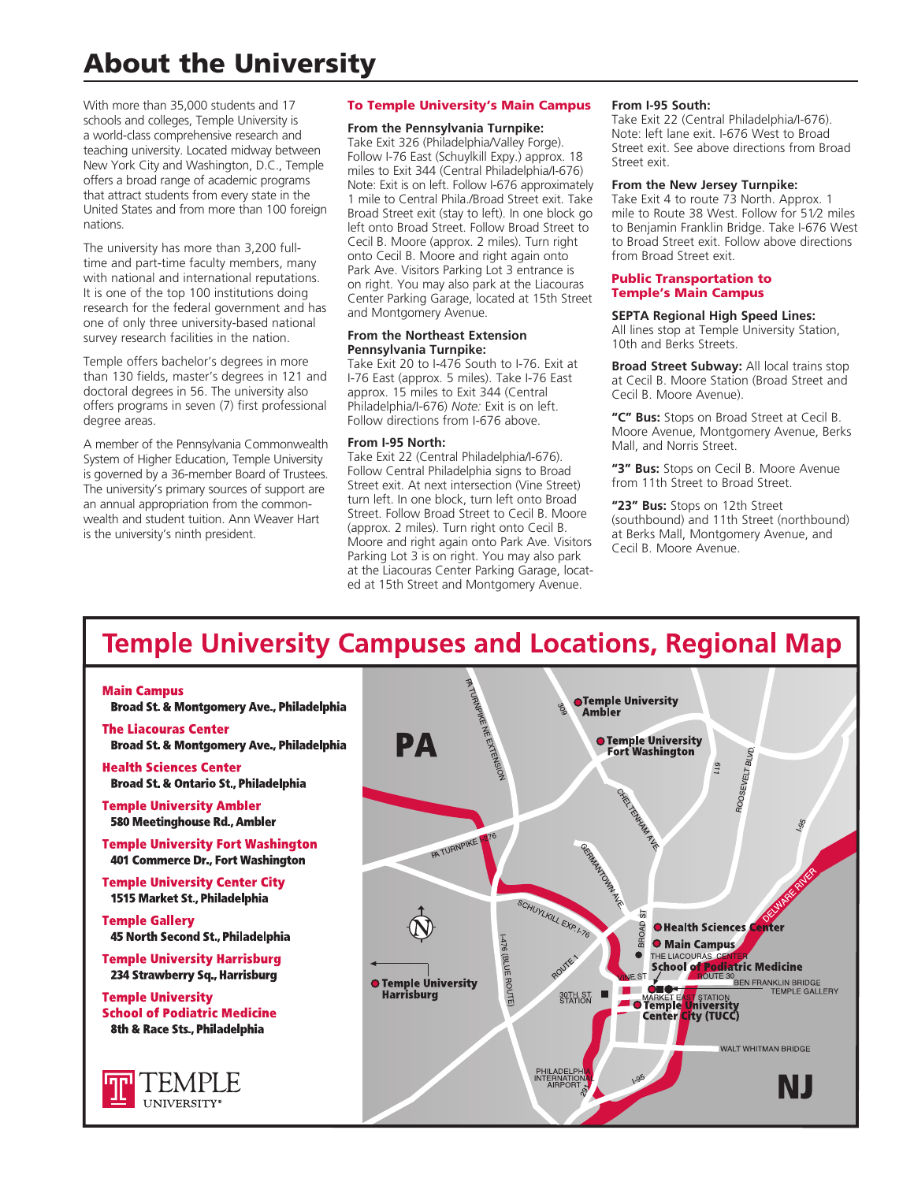# About the University

With more than 35,000 students and 17 schools and colleges, Temple University is a world-class comprehensive research and teaching university. Located midway between New York City and Washington, D.C., Temple offers a broad range of academic programs that attract students from every state in the United States and from more than 100 foreign nations.

The university has more than 3,200 full-time and part-time faculty members, many with national and international reputations. It is one of the top 100 institutions doing research for the federal government and has one of only three university-based national survey research facilities in the nation.

Temple offers bachelor's degrees in more than 130 fields, master's degrees in 121 and doctoral degrees in 56. The university also offers programs in seven (7) first professional degree areas.

A member of the Pennsylvania Commonwealth System of Higher Education, Temple University is governed by a 36-member Board of Trustees. The university's primary sources of support are an annual appropriation from the commonwealth and student tuition. Ann Weaver Hart is the university's ninth president.

## To Temple University's Main Campus

**From the Pennsylvania Turnpike:**
Take Exit 326 (Philadelphia/Valley Forge). Follow I-76 East (Schuylkill Expy.) approx. 18 miles to Exit 344 (Central Philadelphia/I-676) Note: Exit is on left. Follow I-676 approximately 1 mile to Central Phila./Broad Street exit. Take Broad Street exit (stay to left). In one block go left onto Broad Street. Follow Broad Street to Cecil B. Moore (approx. 2 miles). Turn right onto Cecil B. Moore and right again onto Park Ave. Visitors Parking Lot 3 entrance is on right. You may also park at the Liacouras Center Parking Garage, located at 15th Street and Montgomery Avenue.

**From the Northeast Extension Pennsylvania Turnpike:**
Take Exit 20 to I-476 South to I-76. Exit at I-76 East (approx. 5 miles). Take I-76 East approx. 15 miles to Exit 344 (Central Philadelphia/I-676) *Note:* Exit is on left. Follow directions from I-676 above.

**From I-95 North:**
Take Exit 22 (Central Philadelphia/I-676). Follow Central Philadelphia signs to Broad Street exit. At next intersection (Vine Street) turn left. In one block, turn left onto Broad Street. Follow Broad Street to Cecil B. Moore (approx. 2 miles). Turn right onto Cecil B. Moore and right again onto Park Ave. Visitors Parking Lot 3 is on right. You may also park at the Liacouras Center Parking Garage, located at 15th Street and Montgomery Avenue.

**From I-95 South:**
Take Exit 22 (Central Philadelphia/I-676). Note: left lane exit. I-676 West to Broad Street exit. See above directions from Broad Street exit.

**From the New Jersey Turnpike:**
Take Exit 4 to route 73 North. Approx. 1 mile to Route 38 West. Follow for 5 1/2 miles to Benjamin Franklin Bridge. Take I-676 West to Broad Street exit. Follow above directions from Broad Street exit.

## Public Transportation to Temple's Main Campus

**SEPTA Regional High Speed Lines:**
All lines stop at Temple University Station, 10th and Berks Streets.

**Broad Street Subway:** All local trains stop at Cecil B. Moore Station (Broad Street and Cecil B. Moore Avenue).

**"C" Bus:** Stops on Broad Street at Cecil B. Moore Avenue, Montgomery Avenue, Berks Mall, and Norris Street.

**"3" Bus:** Stops on Cecil B. Moore Avenue from 11th Street to Broad Street.

**"23" Bus:** Stops on 12th Street (southbound) and 11th Street (northbound) at Berks Mall, Montgomery Avenue, and Cecil B. Moore Avenue.

# Temple University Campuses and Locations, Regional Map

**Main Campus**
Broad St. & Montgomery Ave., Philadelphia

**The Liacouras Center**
Broad St. & Montgomery Ave., Philadelphia

**Health Sciences Center**
Broad St. & Ontario St., Philadelphia

**Temple University Ambler**
580 Meetinghouse Rd., Ambler

**Temple University Fort Washington**
401 Commerce Dr., Fort Washington

**Temple University Center City**
1515 Market St., Philadelphia

**Temple Gallery**
45 North Second St., Philadelphia

**Temple University Harrisburg**
234 Strawberry Sq., Harrisburg

**Temple University School of Podiatric Medicine**
8th & Race Sts., Philadelphia

PA
NJ
Temple University Ambler
Temple University Fort Washington
Temple University Harrisburg
Health Sciences Center
Main Campus
THE LIACOURAS CENTER
School of Podiatric Medicine
Temple University Center City (TUCC)
MARKET EAST STATION
30TH ST. STATION
PHILADELPHIA INTERNATIONAL AIRPORT
BEN FRANKLIN BRIDGE
TEMPLE GALLERY
WALT WHITMAN BRIDGE
PA TURNPIKE NE EXTENSION
PA TURNPIKE
SCHUYLKILL EXP. I-76
I-476 (BLUE ROUTE)
ROUTE 1
ROUTE 30
BROAD ST
VINE ST
GERMANTOWN AVE.
CHELTENHAM AVE.
ROOSEVELT BLVD.
DELAWARE RIVER
I-95
309
611
76
291

TEMPLE UNIVERSITY